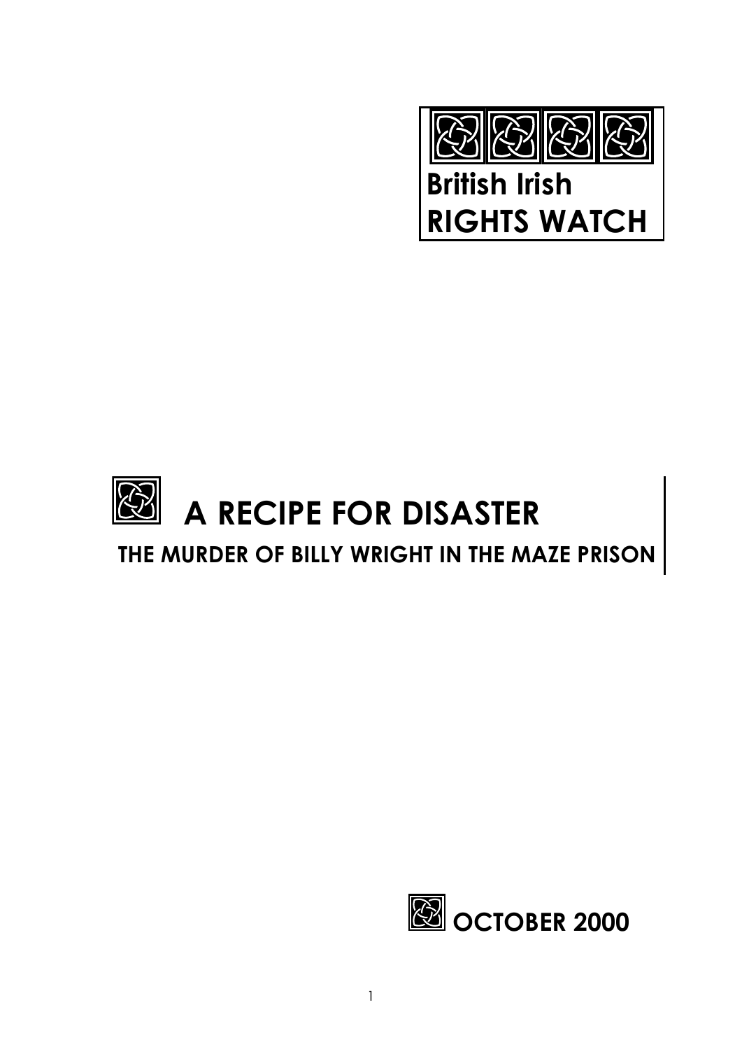British Irish
**RIGHTS WATCH**

# A RECIPE FOR DISASTER

## THE MURDER OF BILLY WRIGHT IN THE MAZE PRISON

**OCTOBER 2000**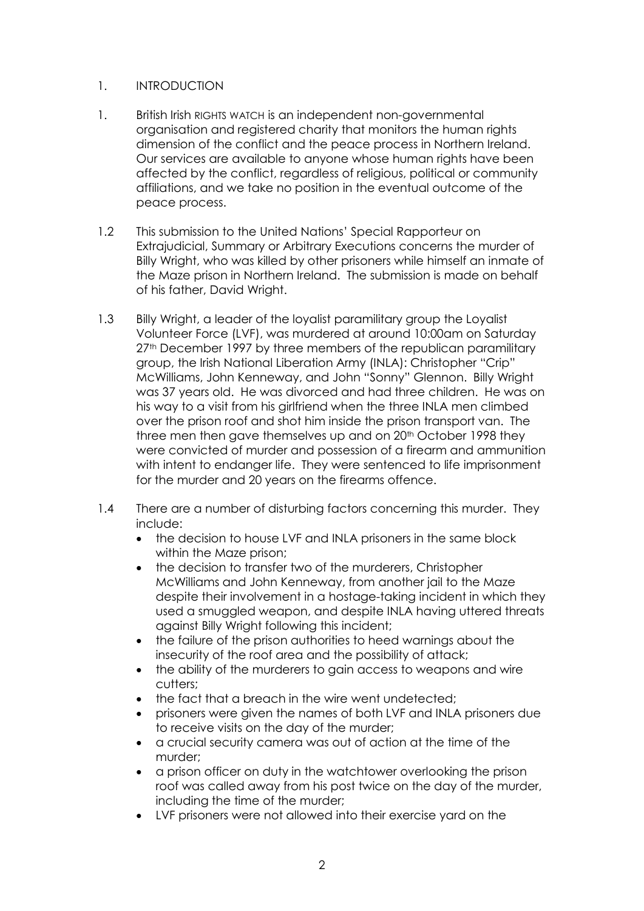## 1. INTRODUCTION

1. British Irish RIGHTS WATCH is an independent non-governmental organisation and registered charity that monitors the human rights dimension of the conflict and the peace process in Northern Ireland. Our services are available to anyone whose human rights have been affected by the conflict, regardless of religious, political or community affiliations, and we take no position in the eventual outcome of the peace process.

1.2 This submission to the United Nations' Special Rapporteur on Extrajudicial, Summary or Arbitrary Executions concerns the murder of Billy Wright, who was killed by other prisoners while himself an inmate of the Maze prison in Northern Ireland. The submission is made on behalf of his father, David Wright.

1.3 Billy Wright, a leader of the loyalist paramilitary group the Loyalist Volunteer Force (LVF), was murdered at around 10:00am on Saturday 27th December 1997 by three members of the republican paramilitary group, the Irish National Liberation Army (INLA): Christopher "Crip" McWilliams, John Kenneway, and John "Sonny" Glennon. Billy Wright was 37 years old. He was divorced and had three children. He was on his way to a visit from his girlfriend when the three INLA men climbed over the prison roof and shot him inside the prison transport van. The three men then gave themselves up and on 20th October 1998 they were convicted of murder and possession of a firearm and ammunition with intent to endanger life. They were sentenced to life imprisonment for the murder and 20 years on the firearms offence.

1.4 There are a number of disturbing factors concerning this murder. They include:

- the decision to house LVF and INLA prisoners in the same block within the Maze prison;
- the decision to transfer two of the murderers, Christopher McWilliams and John Kenneway, from another jail to the Maze despite their involvement in a hostage-taking incident in which they used a smuggled weapon, and despite INLA having uttered threats against Billy Wright following this incident;
- the failure of the prison authorities to heed warnings about the insecurity of the roof area and the possibility of attack;
- the ability of the murderers to gain access to weapons and wire cutters;
- the fact that a breach in the wire went undetected;
- prisoners were given the names of both LVF and INLA prisoners due to receive visits on the day of the murder;
- a crucial security camera was out of action at the time of the murder;
- a prison officer on duty in the watchtower overlooking the prison roof was called away from his post twice on the day of the murder, including the time of the murder;
- LVF prisoners were not allowed into their exercise yard on the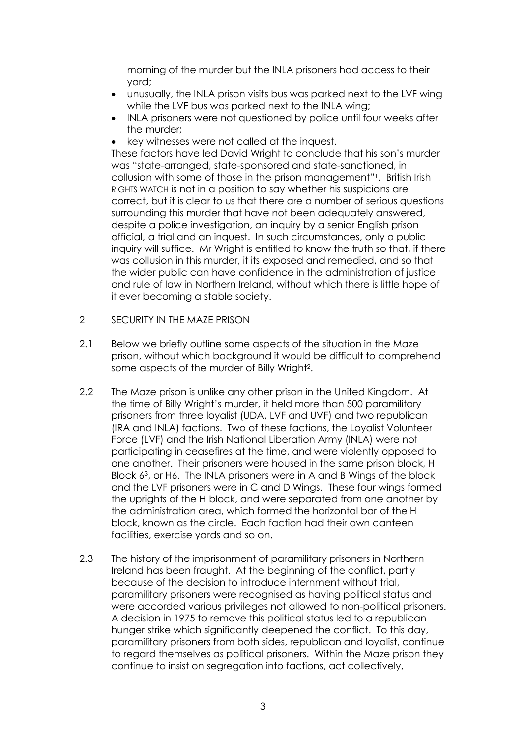morning of the murder but the INLA prisoners had access to their yard;

- unusually, the INLA prison visits bus was parked next to the LVF wing while the LVF bus was parked next to the INLA wing;
- INLA prisoners were not questioned by police until four weeks after the murder;
- key witnesses were not called at the inquest.

These factors have led David Wright to conclude that his son's murder was "state-arranged, state-sponsored and state-sanctioned, in collusion with some of those in the prison management"[1]. British Irish RIGHTS WATCH is not in a position to say whether his suspicions are correct, but it is clear to us that there are a number of serious questions surrounding this murder that have not been adequately answered, despite a police investigation, an inquiry by a senior English prison official, a trial and an inquest. In such circumstances, only a public inquiry will suffice. Mr Wright is entitled to know the truth so that, if there was collusion in this murder, it its exposed and remedied, and so that the wider public can have confidence in the administration of justice and rule of law in Northern Ireland, without which there is little hope of it ever becoming a stable society.

## 2 SECURITY IN THE MAZE PRISON

2.1 Below we briefly outline some aspects of the situation in the Maze prison, without which background it would be difficult to comprehend some aspects of the murder of Billy Wright[2].

2.2 The Maze prison is unlike any other prison in the United Kingdom. At the time of Billy Wright's murder, it held more than 500 paramilitary prisoners from three loyalist (UDA, LVF and UVF) and two republican (IRA and INLA) factions. Two of these factions, the Loyalist Volunteer Force (LVF) and the Irish National Liberation Army (INLA) were not participating in ceasefires at the time, and were violently opposed to one another. Their prisoners were housed in the same prison block, H Block 6[3], or H6. The INLA prisoners were in A and B Wings of the block and the LVF prisoners were in C and D Wings. These four wings formed the uprights of the H block, and were separated from one another by the administration area, which formed the horizontal bar of the H block, known as the circle. Each faction had their own canteen facilities, exercise yards and so on.

2.3 The history of the imprisonment of paramilitary prisoners in Northern Ireland has been fraught. At the beginning of the conflict, partly because of the decision to introduce internment without trial, paramilitary prisoners were recognised as having political status and were accorded various privileges not allowed to non-political prisoners. A decision in 1975 to remove this political status led to a republican hunger strike which significantly deepened the conflict. To this day, paramilitary prisoners from both sides, republican and loyalist, continue to regard themselves as political prisoners. Within the Maze prison they continue to insist on segregation into factions, act collectively,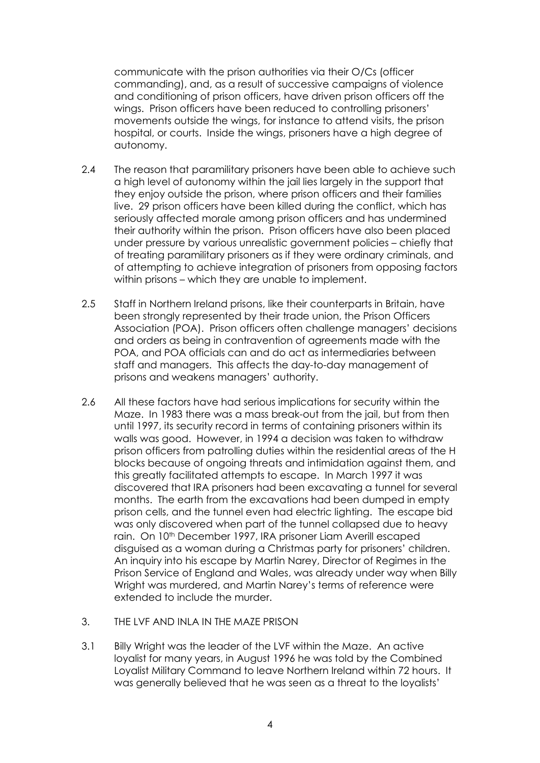communicate with the prison authorities via their O/Cs (officer commanding), and, as a result of successive campaigns of violence and conditioning of prison officers, have driven prison officers off the wings. Prison officers have been reduced to controlling prisoners' movements outside the wings, for instance to attend visits, the prison hospital, or courts. Inside the wings, prisoners have a high degree of autonomy.

2.4 The reason that paramilitary prisoners have been able to achieve such a high level of autonomy within the jail lies largely in the support that they enjoy outside the prison, where prison officers and their families live. 29 prison officers have been killed during the conflict, which has seriously affected morale among prison officers and has undermined their authority within the prison. Prison officers have also been placed under pressure by various unrealistic government policies – chiefly that of treating paramilitary prisoners as if they were ordinary criminals, and of attempting to achieve integration of prisoners from opposing factors within prisons – which they are unable to implement.

2.5 Staff in Northern Ireland prisons, like their counterparts in Britain, have been strongly represented by their trade union, the Prison Officers Association (POA). Prison officers often challenge managers' decisions and orders as being in contravention of agreements made with the POA, and POA officials can and do act as intermediaries between staff and managers. This affects the day-to-day management of prisons and weakens managers' authority.

2.6 All these factors have had serious implications for security within the Maze. In 1983 there was a mass break-out from the jail, but from then until 1997, its security record in terms of containing prisoners within its walls was good. However, in 1994 a decision was taken to withdraw prison officers from patrolling duties within the residential areas of the H blocks because of ongoing threats and intimidation against them, and this greatly facilitated attempts to escape. In March 1997 it was discovered that IRA prisoners had been excavating a tunnel for several months. The earth from the excavations had been dumped in empty prison cells, and the tunnel even had electric lighting. The escape bid was only discovered when part of the tunnel collapsed due to heavy rain. On 10th December 1997, IRA prisoner Liam Averill escaped disguised as a woman during a Christmas party for prisoners' children. An inquiry into his escape by Martin Narey, Director of Regimes in the Prison Service of England and Wales, was already under way when Billy Wright was murdered, and Martin Narey's terms of reference were extended to include the murder.

## 3. THE LVF AND INLA IN THE MAZE PRISON

3.1 Billy Wright was the leader of the LVF within the Maze. An active loyalist for many years, in August 1996 he was told by the Combined Loyalist Military Command to leave Northern Ireland within 72 hours. It was generally believed that he was seen as a threat to the loyalists'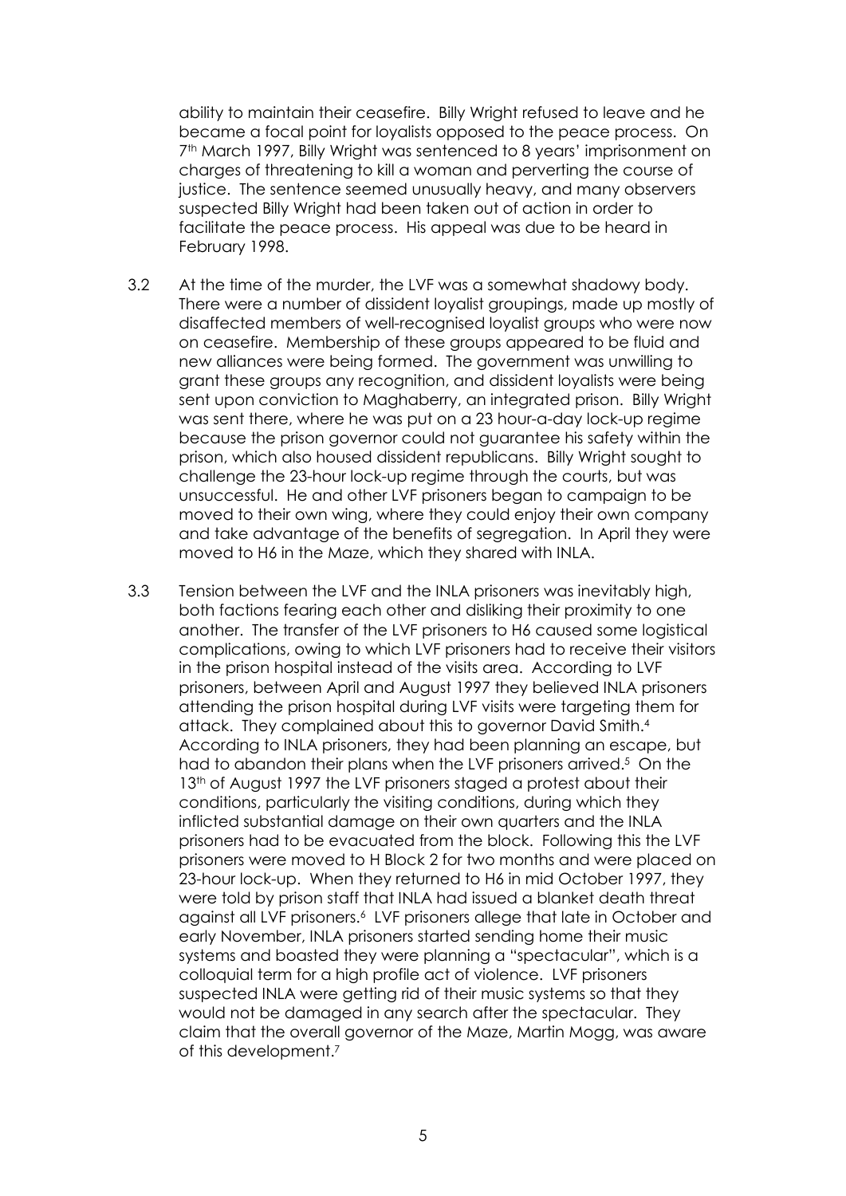ability to maintain their ceasefire. Billy Wright refused to leave and he became a focal point for loyalists opposed to the peace process. On 7th March 1997, Billy Wright was sentenced to 8 years' imprisonment on charges of threatening to kill a woman and perverting the course of justice. The sentence seemed unusually heavy, and many observers suspected Billy Wright had been taken out of action in order to facilitate the peace process. His appeal was due to be heard in February 1998.

3.2 At the time of the murder, the LVF was a somewhat shadowy body. There were a number of dissident loyalist groupings, made up mostly of disaffected members of well-recognised loyalist groups who were now on ceasefire. Membership of these groups appeared to be fluid and new alliances were being formed. The government was unwilling to grant these groups any recognition, and dissident loyalists were being sent upon conviction to Maghaberry, an integrated prison. Billy Wright was sent there, where he was put on a 23 hour-a-day lock-up regime because the prison governor could not guarantee his safety within the prison, which also housed dissident republicans. Billy Wright sought to challenge the 23-hour lock-up regime through the courts, but was unsuccessful. He and other LVF prisoners began to campaign to be moved to their own wing, where they could enjoy their own company and take advantage of the benefits of segregation. In April they were moved to H6 in the Maze, which they shared with INLA.

3.3 Tension between the LVF and the INLA prisoners was inevitably high, both factions fearing each other and disliking their proximity to one another. The transfer of the LVF prisoners to H6 caused some logistical complications, owing to which LVF prisoners had to receive their visitors in the prison hospital instead of the visits area. According to LVF prisoners, between April and August 1997 they believed INLA prisoners attending the prison hospital during LVF visits were targeting them for attack. They complained about this to governor David Smith.[4] According to INLA prisoners, they had been planning an escape, but had to abandon their plans when the LVF prisoners arrived.[5] On the 13th of August 1997 the LVF prisoners staged a protest about their conditions, particularly the visiting conditions, during which they inflicted substantial damage on their own quarters and the INLA prisoners had to be evacuated from the block. Following this the LVF prisoners were moved to H Block 2 for two months and were placed on 23-hour lock-up. When they returned to H6 in mid October 1997, they were told by prison staff that INLA had issued a blanket death threat against all LVF prisoners.[6] LVF prisoners allege that late in October and early November, INLA prisoners started sending home their music systems and boasted they were planning a "spectacular", which is a colloquial term for a high profile act of violence. LVF prisoners suspected INLA were getting rid of their music systems so that they would not be damaged in any search after the spectacular. They claim that the overall governor of the Maze, Martin Mogg, was aware of this development.[7]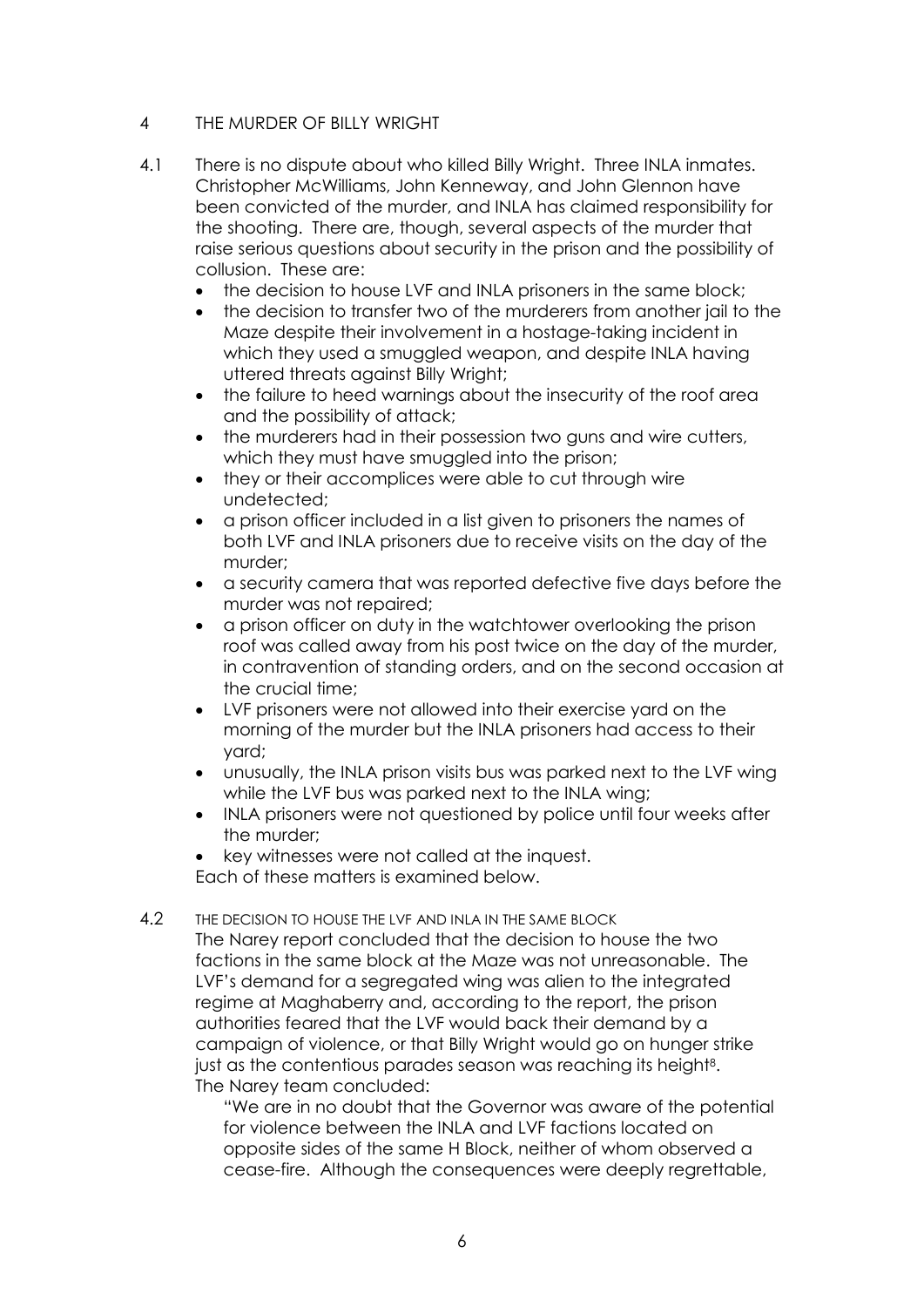## 4 THE MURDER OF BILLY WRIGHT

4.1 There is no dispute about who killed Billy Wright. Three INLA inmates. Christopher McWilliams, John Kenneway, and John Glennon have been convicted of the murder, and INLA has claimed responsibility for the shooting. There are, though, several aspects of the murder that raise serious questions about security in the prison and the possibility of collusion. These are:

- the decision to house LVF and INLA prisoners in the same block;
- the decision to transfer two of the murderers from another jail to the Maze despite their involvement in a hostage-taking incident in which they used a smuggled weapon, and despite INLA having uttered threats against Billy Wright;
- the failure to heed warnings about the insecurity of the roof area and the possibility of attack;
- the murderers had in their possession two guns and wire cutters, which they must have smuggled into the prison;
- they or their accomplices were able to cut through wire undetected;
- a prison officer included in a list given to prisoners the names of both LVF and INLA prisoners due to receive visits on the day of the murder;
- a security camera that was reported defective five days before the murder was not repaired;
- a prison officer on duty in the watchtower overlooking the prison roof was called away from his post twice on the day of the murder, in contravention of standing orders, and on the second occasion at the crucial time;
- LVF prisoners were not allowed into their exercise yard on the morning of the murder but the INLA prisoners had access to their yard;
- unusually, the INLA prison visits bus was parked next to the LVF wing while the LVF bus was parked next to the INLA wing;
- INLA prisoners were not questioned by police until four weeks after the murder;
- key witnesses were not called at the inquest.

Each of these matters is examined below.

4.2 THE DECISION TO HOUSE THE LVF AND INLA IN THE SAME BLOCK

The Narey report concluded that the decision to house the two factions in the same block at the Maze was not unreasonable. The LVF's demand for a segregated wing was alien to the integrated regime at Maghaberry and, according to the report, the prison authorities feared that the LVF would back their demand by a campaign of violence, or that Billy Wright would go on hunger strike just as the contentious parades season was reaching its height[8]. The Narey team concluded:

> "We are in no doubt that the Governor was aware of the potential for violence between the INLA and LVF factions located on opposite sides of the same H Block, neither of whom observed a cease-fire. Although the consequences were deeply regrettable,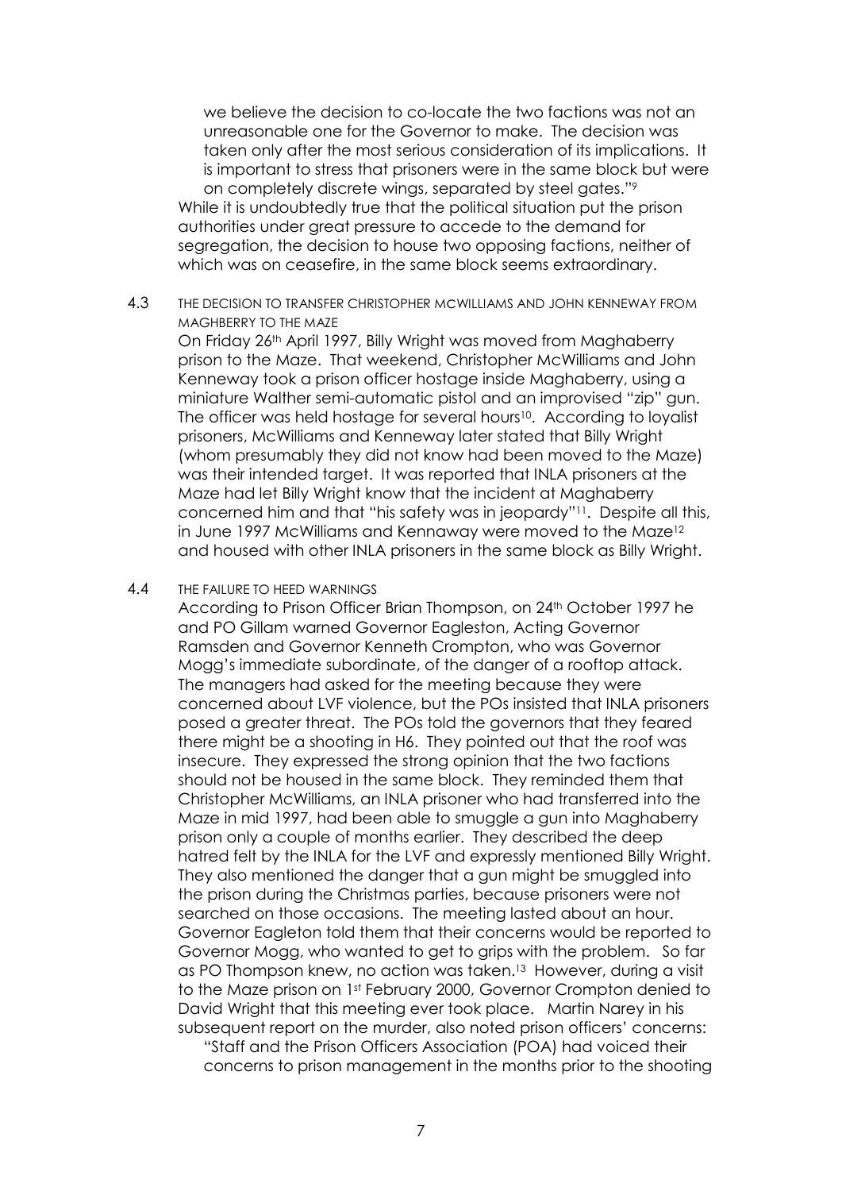> we believe the decision to co-locate the two factions was not an unreasonable one for the Governor to make. The decision was taken only after the most serious consideration of its implications. It is important to stress that prisoners were in the same block but were on completely discrete wings, separated by steel gates."[9]

While it is undoubtedly true that the political situation put the prison authorities under great pressure to accede to the demand for segregation, the decision to house two opposing factions, neither of which was on ceasefire, in the same block seems extraordinary.

### 4.3 THE DECISION TO TRANSFER CHRISTOPHER MCWILLIAMS AND JOHN KENNEWAY FROM MAGHBERRY TO THE MAZE

On Friday 26th April 1997, Billy Wright was moved from Maghaberry prison to the Maze. That weekend, Christopher McWilliams and John Kenneway took a prison officer hostage inside Maghaberry, using a miniature Walther semi-automatic pistol and an improvised "zip" gun. The officer was held hostage for several hours[10]. According to loyalist prisoners, McWilliams and Kenneway later stated that Billy Wright (whom presumably they did not know had been moved to the Maze) was their intended target. It was reported that INLA prisoners at the Maze had let Billy Wright know that the incident at Maghaberry concerned him and that "his safety was in jeopardy"[11]. Despite all this, in June 1997 McWilliams and Kennaway were moved to the Maze[12] and housed with other INLA prisoners in the same block as Billy Wright.

### 4.4 THE FAILURE TO HEED WARNINGS

According to Prison Officer Brian Thompson, on 24th October 1997 he and PO Gillam warned Governor Eagleston, Acting Governor Ramsden and Governor Kenneth Crompton, who was Governor Mogg's immediate subordinate, of the danger of a rooftop attack. The managers had asked for the meeting because they were concerned about LVF violence, but the POs insisted that INLA prisoners posed a greater threat. The POs told the governors that they feared there might be a shooting in H6. They pointed out that the roof was insecure. They expressed the strong opinion that the two factions should not be housed in the same block. They reminded them that Christopher McWilliams, an INLA prisoner who had transferred into the Maze in mid 1997, had been able to smuggle a gun into Maghaberry prison only a couple of months earlier. They described the deep hatred felt by the INLA for the LVF and expressly mentioned Billy Wright. They also mentioned the danger that a gun might be smuggled into the prison during the Christmas parties, because prisoners were not searched on those occasions. The meeting lasted about an hour. Governor Eagleton told them that their concerns would be reported to Governor Mogg, who wanted to get to grips with the problem. So far as PO Thompson knew, no action was taken.[13] However, during a visit to the Maze prison on 1st February 2000, Governor Crompton denied to David Wright that this meeting ever took place. Martin Narey in his subsequent report on the murder, also noted prison officers' concerns:

> "Staff and the Prison Officers Association (POA) had voiced their concerns to prison management in the months prior to the shooting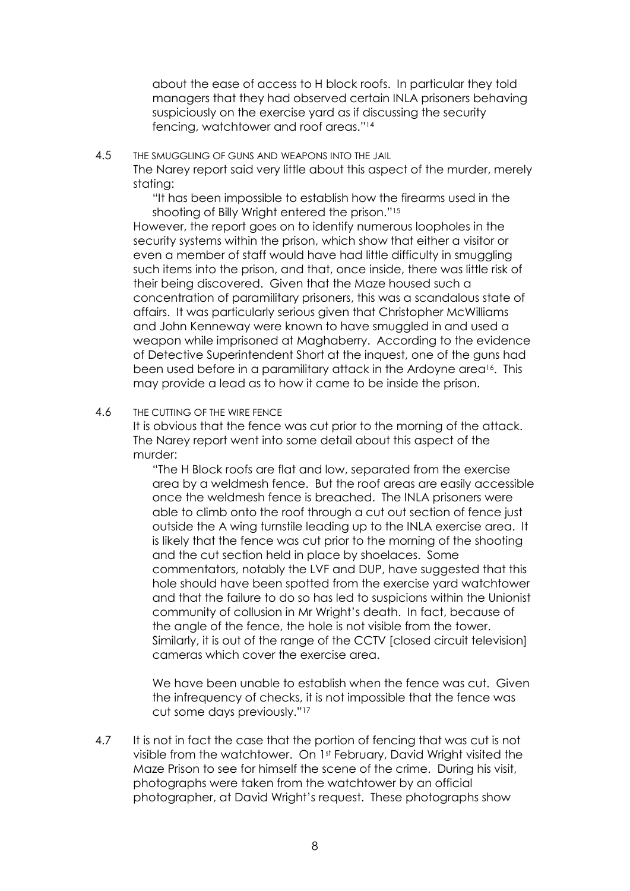about the ease of access to H block roofs. In particular they told managers that they had observed certain INLA prisoners behaving suspiciously on the exercise yard as if discussing the security fencing, watchtower and roof areas."[14]

4.5 THE SMUGGLING OF GUNS AND WEAPONS INTO THE JAIL

The Narey report said very little about this aspect of the murder, merely stating:

> "It has been impossible to establish how the firearms used in the shooting of Billy Wright entered the prison."[15]

However, the report goes on to identify numerous loopholes in the security systems within the prison, which show that either a visitor or even a member of staff would have had little difficulty in smuggling such items into the prison, and that, once inside, there was little risk of their being discovered. Given that the Maze housed such a concentration of paramilitary prisoners, this was a scandalous state of affairs. It was particularly serious given that Christopher McWilliams and John Kenneway were known to have smuggled in and used a weapon while imprisoned at Maghaberry. According to the evidence of Detective Superintendent Short at the inquest, one of the guns had been used before in a paramilitary attack in the Ardoyne area[16]. This may provide a lead as to how it came to be inside the prison.

4.6 THE CUTTING OF THE WIRE FENCE

It is obvious that the fence was cut prior to the morning of the attack. The Narey report went into some detail about this aspect of the murder:

> "The H Block roofs are flat and low, separated from the exercise area by a weldmesh fence. But the roof areas are easily accessible once the weldmesh fence is breached. The INLA prisoners were able to climb onto the roof through a cut out section of fence just outside the A wing turnstile leading up to the INLA exercise area. It is likely that the fence was cut prior to the morning of the shooting and the cut section held in place by shoelaces. Some commentators, notably the LVF and DUP, have suggested that this hole should have been spotted from the exercise yard watchtower and that the failure to do so has led to suspicions within the Unionist community of collusion in Mr Wright's death. In fact, because of the angle of the fence, the hole is not visible from the tower. Similarly, it is out of the range of the CCTV [closed circuit television] cameras which cover the exercise area.
>
> We have been unable to establish when the fence was cut. Given the infrequency of checks, it is not impossible that the fence was cut some days previously."[17]

4.7 It is not in fact the case that the portion of fencing that was cut is not visible from the watchtower. On 1st February, David Wright visited the Maze Prison to see for himself the scene of the crime. During his visit, photographs were taken from the watchtower by an official photographer, at David Wright's request. These photographs show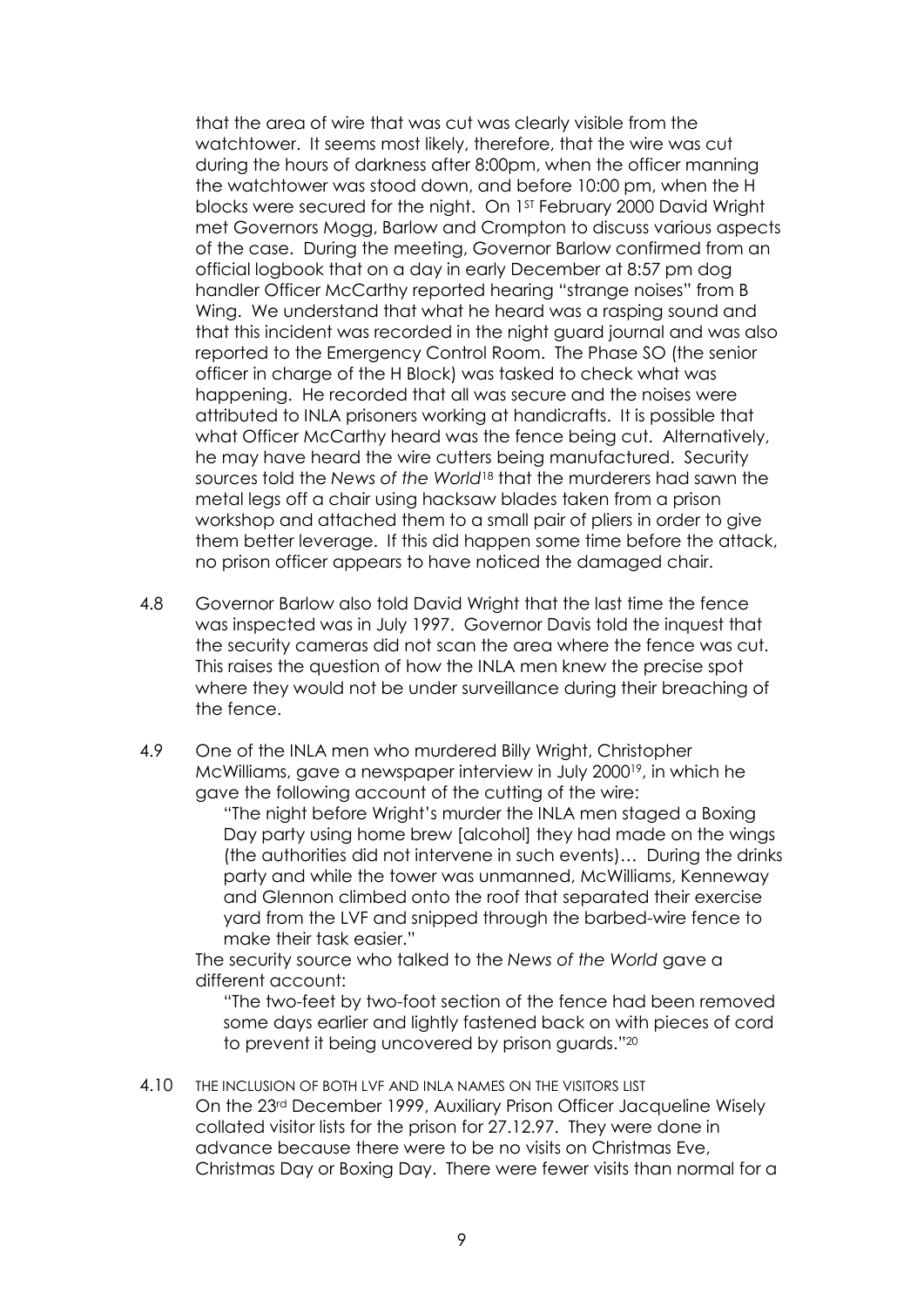that the area of wire that was cut was clearly visible from the watchtower. It seems most likely, therefore, that the wire was cut during the hours of darkness after 8:00pm, when the officer manning the watchtower was stood down, and before 10:00 pm, when the H blocks were secured for the night. On 1ST February 2000 David Wright met Governors Mogg, Barlow and Crompton to discuss various aspects of the case. During the meeting, Governor Barlow confirmed from an official logbook that on a day in early December at 8:57 pm dog handler Officer McCarthy reported hearing "strange noises" from B Wing. We understand that what he heard was a rasping sound and that this incident was recorded in the night guard journal and was also reported to the Emergency Control Room. The Phase SO (the senior officer in charge of the H Block) was tasked to check what was happening. He recorded that all was secure and the noises were attributed to INLA prisoners working at handicrafts. It is possible that what Officer McCarthy heard was the fence being cut. Alternatively, he may have heard the wire cutters being manufactured. Security sources told the *News of the World*[18] that the murderers had sawn the metal legs off a chair using hacksaw blades taken from a prison workshop and attached them to a small pair of pliers in order to give them better leverage. If this did happen some time before the attack, no prison officer appears to have noticed the damaged chair.

4.8 Governor Barlow also told David Wright that the last time the fence was inspected was in July 1997. Governor Davis told the inquest that the security cameras did not scan the area where the fence was cut. This raises the question of how the INLA men knew the precise spot where they would not be under surveillance during their breaching of the fence.

4.9 One of the INLA men who murdered Billy Wright, Christopher McWilliams, gave a newspaper interview in July 2000[19], in which he gave the following account of the cutting of the wire:

> "The night before Wright's murder the INLA men staged a Boxing Day party using home brew [alcohol] they had made on the wings (the authorities did not intervene in such events)… During the drinks party and while the tower was unmanned, McWilliams, Kenneway and Glennon climbed onto the roof that separated their exercise yard from the LVF and snipped through the barbed-wire fence to make their task easier."

The security source who talked to the *News of the World* gave a different account:

> "The two-feet by two-foot section of the fence had been removed some days earlier and lightly fastened back on with pieces of cord to prevent it being uncovered by prison guards."[20]

4.10 THE INCLUSION OF BOTH LVF AND INLA NAMES ON THE VISITORS LIST

On the 23rd December 1999, Auxiliary Prison Officer Jacqueline Wisely collated visitor lists for the prison for 27.12.97. They were done in advance because there were to be no visits on Christmas Eve, Christmas Day or Boxing Day. There were fewer visits than normal for a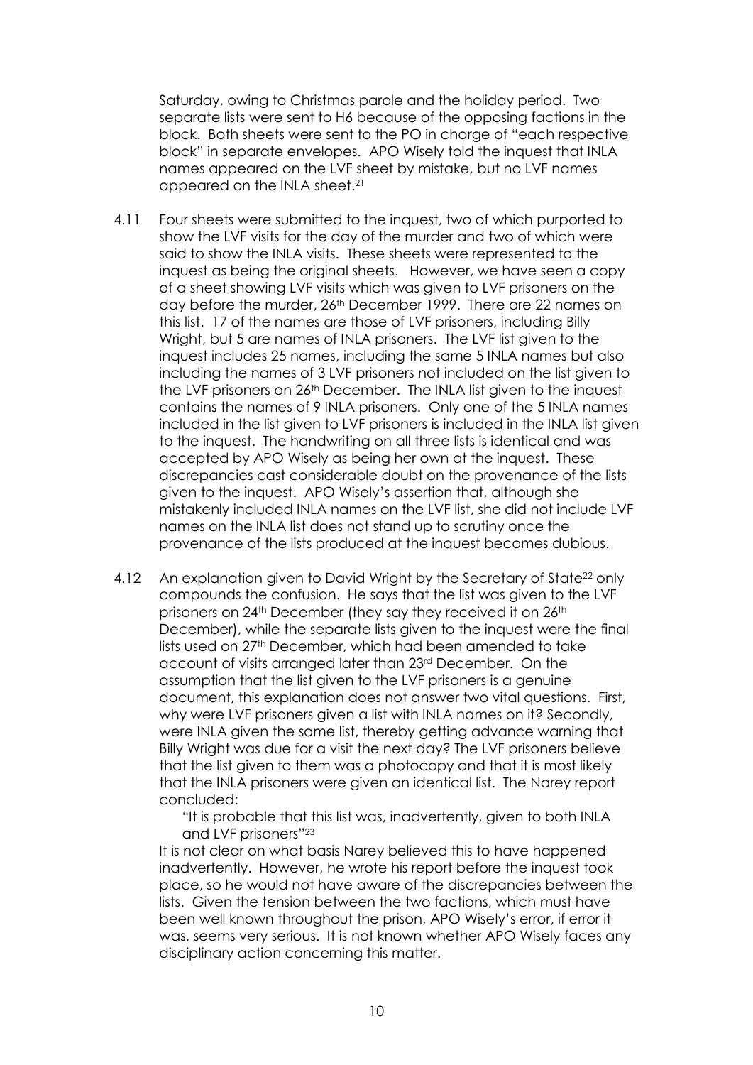Saturday, owing to Christmas parole and the holiday period. Two separate lists were sent to H6 because of the opposing factions in the block. Both sheets were sent to the PO in charge of "each respective block" in separate envelopes. APO Wisely told the inquest that INLA names appeared on the LVF sheet by mistake, but no LVF names appeared on the INLA sheet.[21]

4.11 Four sheets were submitted to the inquest, two of which purported to show the LVF visits for the day of the murder and two of which were said to show the INLA visits. These sheets were represented to the inquest as being the original sheets. However, we have seen a copy of a sheet showing LVF visits which was given to LVF prisoners on the day before the murder, 26th December 1999. There are 22 names on this list. 17 of the names are those of LVF prisoners, including Billy Wright, but 5 are names of INLA prisoners. The LVF list given to the inquest includes 25 names, including the same 5 INLA names but also including the names of 3 LVF prisoners not included on the list given to the LVF prisoners on 26th December. The INLA list given to the inquest contains the names of 9 INLA prisoners. Only one of the 5 INLA names included in the list given to LVF prisoners is included in the INLA list given to the inquest. The handwriting on all three lists is identical and was accepted by APO Wisely as being her own at the inquest. These discrepancies cast considerable doubt on the provenance of the lists given to the inquest. APO Wisely's assertion that, although she mistakenly included INLA names on the LVF list, she did not include LVF names on the INLA list does not stand up to scrutiny once the provenance of the lists produced at the inquest becomes dubious.

4.12 An explanation given to David Wright by the Secretary of State[22] only compounds the confusion. He says that the list was given to the LVF prisoners on 24th December (they say they received it on 26th December), while the separate lists given to the inquest were the final lists used on 27th December, which had been amended to take account of visits arranged later than 23rd December. On the assumption that the list given to the LVF prisoners is a genuine document, this explanation does not answer two vital questions. First, why were LVF prisoners given a list with INLA names on it? Secondly, were INLA given the same list, thereby getting advance warning that Billy Wright was due for a visit the next day? The LVF prisoners believe that the list given to them was a photocopy and that it is most likely that the INLA prisoners were given an identical list. The Narey report concluded:

> "It is probable that this list was, inadvertently, given to both INLA and LVF prisoners"[23]

It is not clear on what basis Narey believed this to have happened inadvertently. However, he wrote his report before the inquest took place, so he would not have aware of the discrepancies between the lists. Given the tension between the two factions, which must have been well known throughout the prison, APO Wisely's error, if error it was, seems very serious. It is not known whether APO Wisely faces any disciplinary action concerning this matter.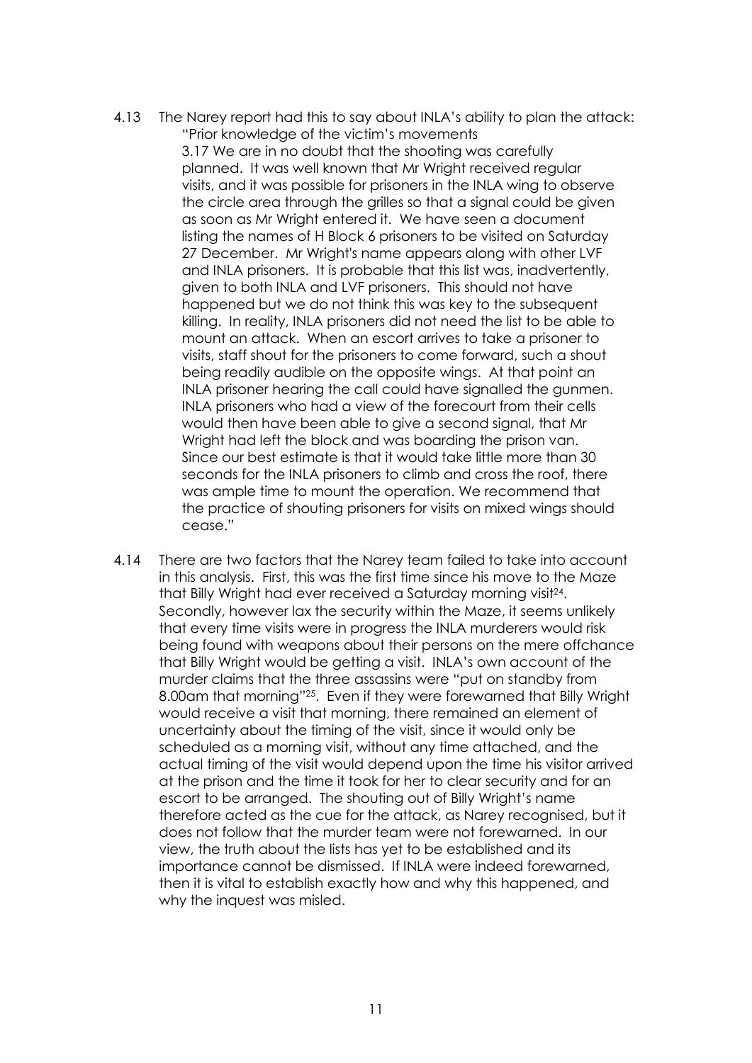4.13 The Narey report had this to say about INLA's ability to plan the attack:

> "Prior knowledge of the victim's movements
>
> 3.17 We are in no doubt that the shooting was carefully planned. It was well known that Mr Wright received regular visits, and it was possible for prisoners in the INLA wing to observe the circle area through the grilles so that a signal could be given as soon as Mr Wright entered it. We have seen a document listing the names of H Block 6 prisoners to be visited on Saturday 27 December. Mr Wright's name appears along with other LVF and INLA prisoners. It is probable that this list was, inadvertently, given to both INLA and LVF prisoners. This should not have happened but we do not think this was key to the subsequent killing. In reality, INLA prisoners did not need the list to be able to mount an attack. When an escort arrives to take a prisoner to visits, staff shout for the prisoners to come forward, such a shout being readily audible on the opposite wings. At that point an INLA prisoner hearing the call could have signalled the gunmen. INLA prisoners who had a view of the forecourt from their cells would then have been able to give a second signal, that Mr Wright had left the block and was boarding the prison van. Since our best estimate is that it would take little more than 30 seconds for the INLA prisoners to climb and cross the roof, there was ample time to mount the operation. We recommend that the practice of shouting prisoners for visits on mixed wings should cease."

4.14 There are two factors that the Narey team failed to take into account in this analysis. First, this was the first time since his move to the Maze that Billy Wright had ever received a Saturday morning visit[24]. Secondly, however lax the security within the Maze, it seems unlikely that every time visits were in progress the INLA murderers would risk being found with weapons about their persons on the mere offchance that Billy Wright would be getting a visit. INLA's own account of the murder claims that the three assassins were "put on standby from 8.00am that morning"[25]. Even if they were forewarned that Billy Wright would receive a visit that morning, there remained an element of uncertainty about the timing of the visit, since it would only be scheduled as a morning visit, without any time attached, and the actual timing of the visit would depend upon the time his visitor arrived at the prison and the time it took for her to clear security and for an escort to be arranged. The shouting out of Billy Wright's name therefore acted as the cue for the attack, as Narey recognised, but it does not follow that the murder team were not forewarned. In our view, the truth about the lists has yet to be established and its importance cannot be dismissed. If INLA were indeed forewarned, then it is vital to establish exactly how and why this happened, and why the inquest was misled.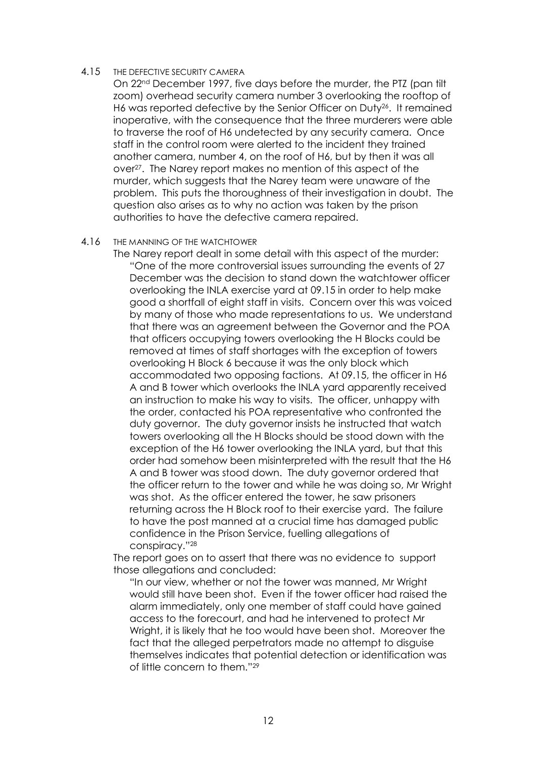4.15 THE DEFECTIVE SECURITY CAMERA

On 22nd December 1997, five days before the murder, the PTZ (pan tilt zoom) overhead security camera number 3 overlooking the rooftop of H6 was reported defective by the Senior Officer on Duty[26]. It remained inoperative, with the consequence that the three murderers were able to traverse the roof of H6 undetected by any security camera. Once staff in the control room were alerted to the incident they trained another camera, number 4, on the roof of H6, but by then it was all over[27]. The Narey report makes no mention of this aspect of the murder, which suggests that the Narey team were unaware of the problem. This puts the thoroughness of their investigation in doubt. The question also arises as to why no action was taken by the prison authorities to have the defective camera repaired.

4.16 THE MANNING OF THE WATCHTOWER

The Narey report dealt in some detail with this aspect of the murder:

> "One of the more controversial issues surrounding the events of 27 December was the decision to stand down the watchtower officer overlooking the INLA exercise yard at 09.15 in order to help make good a shortfall of eight staff in visits. Concern over this was voiced by many of those who made representations to us. We understand that there was an agreement between the Governor and the POA that officers occupying towers overlooking the H Blocks could be removed at times of staff shortages with the exception of towers overlooking H Block 6 because it was the only block which accommodated two opposing factions. At 09.15, the officer in H6 A and B tower which overlooks the INLA yard apparently received an instruction to make his way to visits. The officer, unhappy with the order, contacted his POA representative who confronted the duty governor. The duty governor insists he instructed that watch towers overlooking all the H Blocks should be stood down with the exception of the H6 tower overlooking the INLA yard, but that this order had somehow been misinterpreted with the result that the H6 A and B tower was stood down. The duty governor ordered that the officer return to the tower and while he was doing so, Mr Wright was shot. As the officer entered the tower, he saw prisoners returning across the H Block roof to their exercise yard. The failure to have the post manned at a crucial time has damaged public confidence in the Prison Service, fuelling allegations of conspiracy."[28]

The report goes on to assert that there was no evidence to support those allegations and concluded:

> "In our view, whether or not the tower was manned, Mr Wright would still have been shot. Even if the tower officer had raised the alarm immediately, only one member of staff could have gained access to the forecourt, and had he intervened to protect Mr Wright, it is likely that he too would have been shot. Moreover the fact that the alleged perpetrators made no attempt to disguise themselves indicates that potential detection or identification was of little concern to them."[29]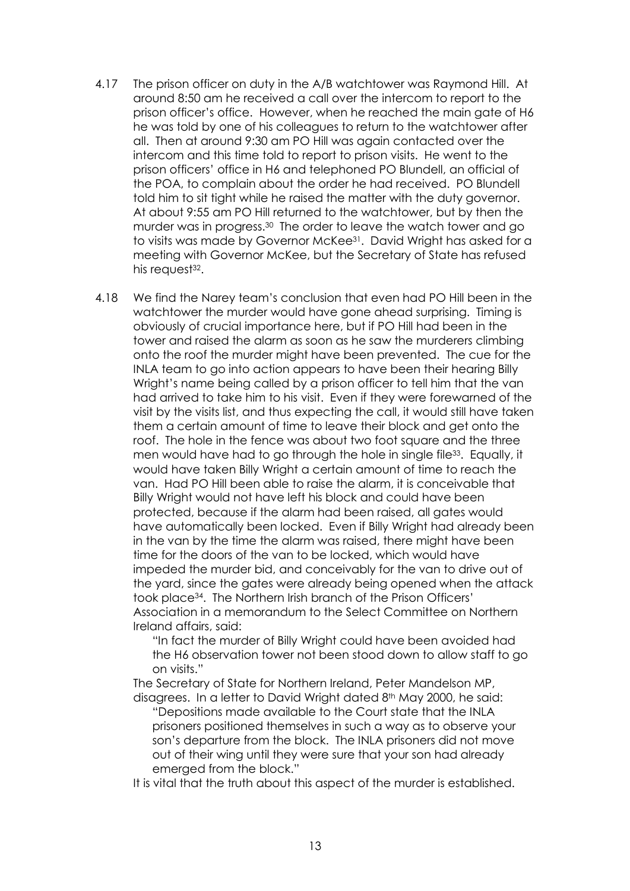4.17 The prison officer on duty in the A/B watchtower was Raymond Hill. At around 8:50 am he received a call over the intercom to report to the prison officer's office. However, when he reached the main gate of H6 he was told by one of his colleagues to return to the watchtower after all. Then at around 9:30 am PO Hill was again contacted over the intercom and this time told to report to prison visits. He went to the prison officers' office in H6 and telephoned PO Blundell, an official of the POA, to complain about the order he had received. PO Blundell told him to sit tight while he raised the matter with the duty governor. At about 9:55 am PO Hill returned to the watchtower, but by then the murder was in progress.[30] The order to leave the watch tower and go to visits was made by Governor McKee[31]. David Wright has asked for a meeting with Governor McKee, but the Secretary of State has refused his request[32].

4.18 We find the Narey team's conclusion that even had PO Hill been in the watchtower the murder would have gone ahead surprising. Timing is obviously of crucial importance here, but if PO Hill had been in the tower and raised the alarm as soon as he saw the murderers climbing onto the roof the murder might have been prevented. The cue for the INLA team to go into action appears to have been their hearing Billy Wright's name being called by a prison officer to tell him that the van had arrived to take him to his visit. Even if they were forewarned of the visit by the visits list, and thus expecting the call, it would still have taken them a certain amount of time to leave their block and get onto the roof. The hole in the fence was about two foot square and the three men would have had to go through the hole in single file[33]. Equally, it would have taken Billy Wright a certain amount of time to reach the van. Had PO Hill been able to raise the alarm, it is conceivable that Billy Wright would not have left his block and could have been protected, because if the alarm had been raised, all gates would have automatically been locked. Even if Billy Wright had already been in the van by the time the alarm was raised, there might have been time for the doors of the van to be locked, which would have impeded the murder bid, and conceivably for the van to drive out of the yard, since the gates were already being opened when the attack took place[34]. The Northern Irish branch of the Prison Officers' Association in a memorandum to the Select Committee on Northern Ireland affairs, said:

> "In fact the murder of Billy Wright could have been avoided had the H6 observation tower not been stood down to allow staff to go on visits."

The Secretary of State for Northern Ireland, Peter Mandelson MP, disagrees. In a letter to David Wright dated 8th May 2000, he said:

> "Depositions made available to the Court state that the INLA prisoners positioned themselves in such a way as to observe your son's departure from the block. The INLA prisoners did not move out of their wing until they were sure that your son had already emerged from the block."

It is vital that the truth about this aspect of the murder is established.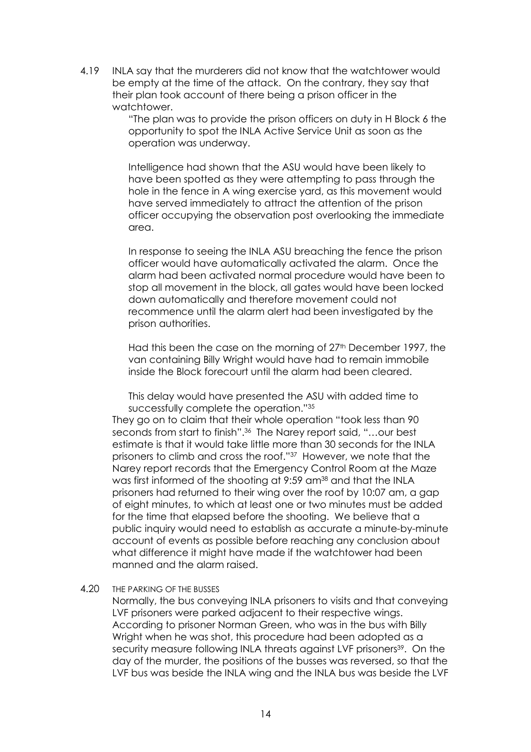4.19 INLA say that the murderers did not know that the watchtower would be empty at the time of the attack. On the contrary, they say that their plan took account of there being a prison officer in the watchtower.

> "The plan was to provide the prison officers on duty in H Block 6 the opportunity to spot the INLA Active Service Unit as soon as the operation was underway.
>
> Intelligence had shown that the ASU would have been likely to have been spotted as they were attempting to pass through the hole in the fence in A wing exercise yard, as this movement would have served immediately to attract the attention of the prison officer occupying the observation post overlooking the immediate area.
>
> In response to seeing the INLA ASU breaching the fence the prison officer would have automatically activated the alarm. Once the alarm had been activated normal procedure would have been to stop all movement in the block, all gates would have been locked down automatically and therefore movement could not recommence until the alarm alert had been investigated by the prison authorities.
>
> Had this been the case on the morning of 27th December 1997, the van containing Billy Wright would have had to remain immobile inside the Block forecourt until the alarm had been cleared.
>
> This delay would have presented the ASU with added time to successfully complete the operation."[35]

They go on to claim that their whole operation "took less than 90 seconds from start to finish".[36] The Narey report said, "…our best estimate is that it would take little more than 30 seconds for the INLA prisoners to climb and cross the roof."[37] However, we note that the Narey report records that the Emergency Control Room at the Maze was first informed of the shooting at 9:59 am[38] and that the INLA prisoners had returned to their wing over the roof by 10:07 am, a gap of eight minutes, to which at least one or two minutes must be added for the time that elapsed before the shooting. We believe that a public inquiry would need to establish as accurate a minute-by-minute account of events as possible before reaching any conclusion about what difference it might have made if the watchtower had been manned and the alarm raised.

4.20 THE PARKING OF THE BUSSES

Normally, the bus conveying INLA prisoners to visits and that conveying LVF prisoners were parked adjacent to their respective wings. According to prisoner Norman Green, who was in the bus with Billy Wright when he was shot, this procedure had been adopted as a security measure following INLA threats against LVF prisoners[39]. On the day of the murder, the positions of the busses was reversed, so that the LVF bus was beside the INLA wing and the INLA bus was beside the LVF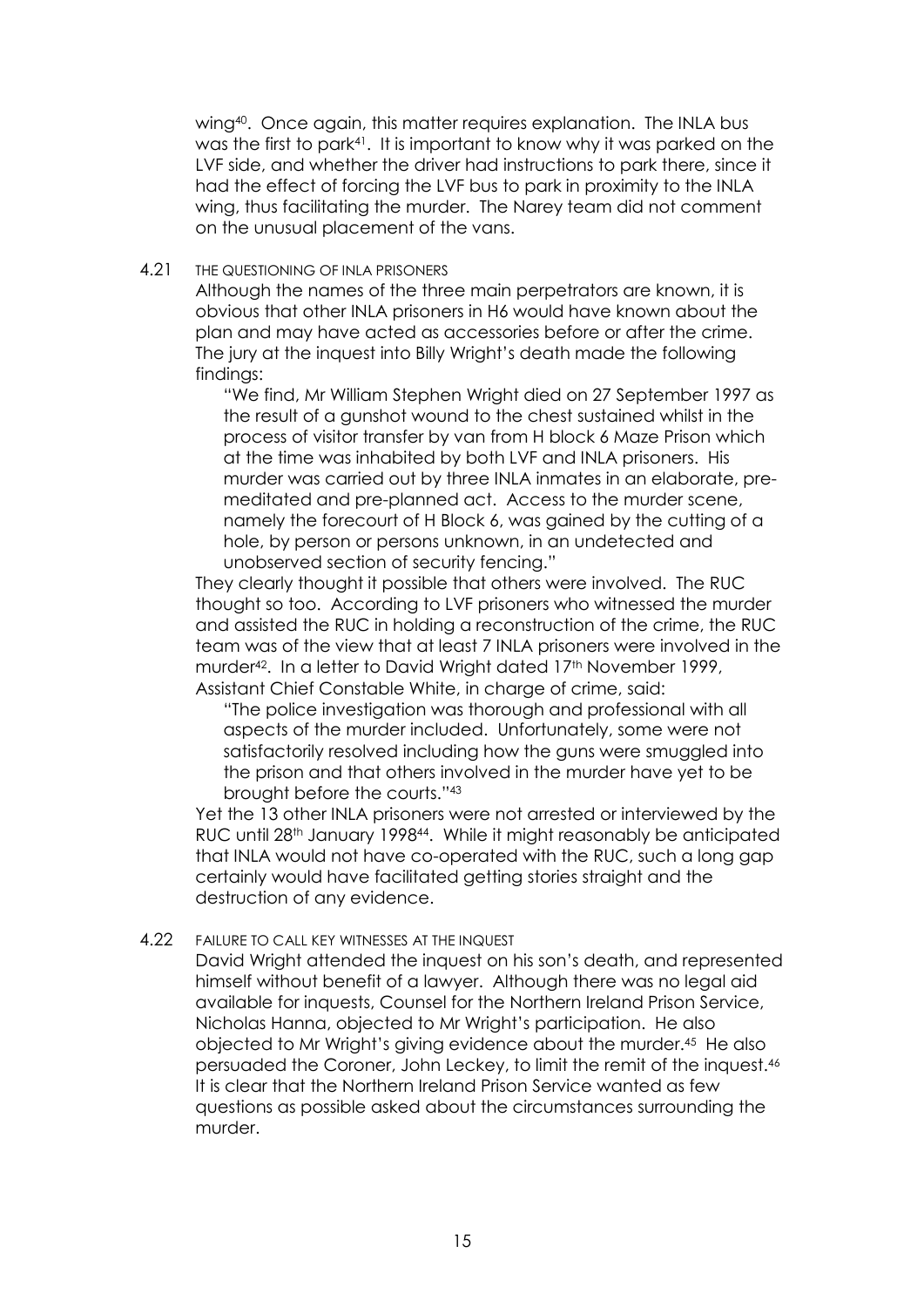wing[40]. Once again, this matter requires explanation. The INLA bus was the first to park[41]. It is important to know why it was parked on the LVF side, and whether the driver had instructions to park there, since it had the effect of forcing the LVF bus to park in proximity to the INLA wing, thus facilitating the murder. The Narey team did not comment on the unusual placement of the vans.

### 4.21 THE QUESTIONING OF INLA PRISONERS

Although the names of the three main perpetrators are known, it is obvious that other INLA prisoners in H6 would have known about the plan and may have acted as accessories before or after the crime. The jury at the inquest into Billy Wright's death made the following findings:

> "We find, Mr William Stephen Wright died on 27 September 1997 as the result of a gunshot wound to the chest sustained whilst in the process of visitor transfer by van from H block 6 Maze Prison which at the time was inhabited by both LVF and INLA prisoners. His murder was carried out by three INLA inmates in an elaborate, pre-meditated and pre-planned act. Access to the murder scene, namely the forecourt of H Block 6, was gained by the cutting of a hole, by person or persons unknown, in an undetected and unobserved section of security fencing."

They clearly thought it possible that others were involved. The RUC thought so too. According to LVF prisoners who witnessed the murder and assisted the RUC in holding a reconstruction of the crime, the RUC team was of the view that at least 7 INLA prisoners were involved in the murder[42]. In a letter to David Wright dated 17th November 1999, Assistant Chief Constable White, in charge of crime, said:

> "The police investigation was thorough and professional with all aspects of the murder included. Unfortunately, some were not satisfactorily resolved including how the guns were smuggled into the prison and that others involved in the murder have yet to be brought before the courts."[43]

Yet the 13 other INLA prisoners were not arrested or interviewed by the RUC until 28th January 1998[44]. While it might reasonably be anticipated that INLA would not have co-operated with the RUC, such a long gap certainly would have facilitated getting stories straight and the destruction of any evidence.

### 4.22 FAILURE TO CALL KEY WITNESSES AT THE INQUEST

David Wright attended the inquest on his son's death, and represented himself without benefit of a lawyer. Although there was no legal aid available for inquests, Counsel for the Northern Ireland Prison Service, Nicholas Hanna, objected to Mr Wright's participation. He also objected to Mr Wright's giving evidence about the murder.[45] He also persuaded the Coroner, John Leckey, to limit the remit of the inquest.[46] It is clear that the Northern Ireland Prison Service wanted as few questions as possible asked about the circumstances surrounding the murder.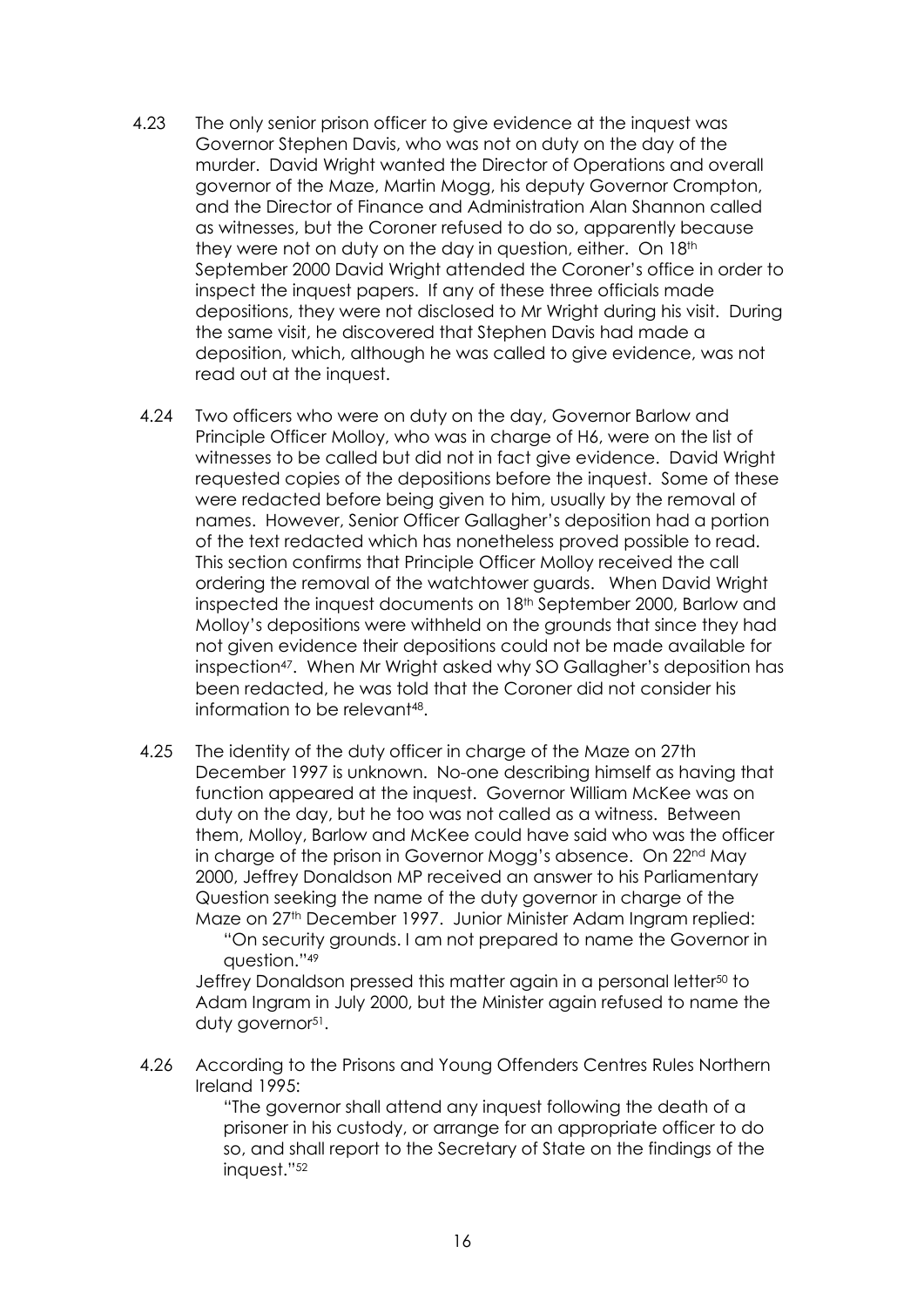4.23 The only senior prison officer to give evidence at the inquest was Governor Stephen Davis, who was not on duty on the day of the murder. David Wright wanted the Director of Operations and overall governor of the Maze, Martin Mogg, his deputy Governor Crompton, and the Director of Finance and Administration Alan Shannon called as witnesses, but the Coroner refused to do so, apparently because they were not on duty on the day in question, either. On 18th September 2000 David Wright attended the Coroner's office in order to inspect the inquest papers. If any of these three officials made depositions, they were not disclosed to Mr Wright during his visit. During the same visit, he discovered that Stephen Davis had made a deposition, which, although he was called to give evidence, was not read out at the inquest.

4.24 Two officers who were on duty on the day, Governor Barlow and Principle Officer Molloy, who was in charge of H6, were on the list of witnesses to be called but did not in fact give evidence. David Wright requested copies of the depositions before the inquest. Some of these were redacted before being given to him, usually by the removal of names. However, Senior Officer Gallagher's deposition had a portion of the text redacted which has nonetheless proved possible to read. This section confirms that Principle Officer Molloy received the call ordering the removal of the watchtower guards. When David Wright inspected the inquest documents on 18th September 2000, Barlow and Molloy's depositions were withheld on the grounds that since they had not given evidence their depositions could not be made available for inspection[47]. When Mr Wright asked why SO Gallagher's deposition has been redacted, he was told that the Coroner did not consider his information to be relevant[48].

4.25 The identity of the duty officer in charge of the Maze on 27th December 1997 is unknown. No-one describing himself as having that function appeared at the inquest. Governor William McKee was on duty on the day, but he too was not called as a witness. Between them, Molloy, Barlow and McKee could have said who was the officer in charge of the prison in Governor Mogg's absence. On 22nd May 2000, Jeffrey Donaldson MP received an answer to his Parliamentary Question seeking the name of the duty governor in charge of the Maze on 27th December 1997. Junior Minister Adam Ingram replied:

> "On security grounds. I am not prepared to name the Governor in question."[49]

Jeffrey Donaldson pressed this matter again in a personal letter[50] to Adam Ingram in July 2000, but the Minister again refused to name the duty governor[51].

4.26 According to the Prisons and Young Offenders Centres Rules Northern Ireland 1995:

> "The governor shall attend any inquest following the death of a prisoner in his custody, or arrange for an appropriate officer to do so, and shall report to the Secretary of State on the findings of the inquest."[52]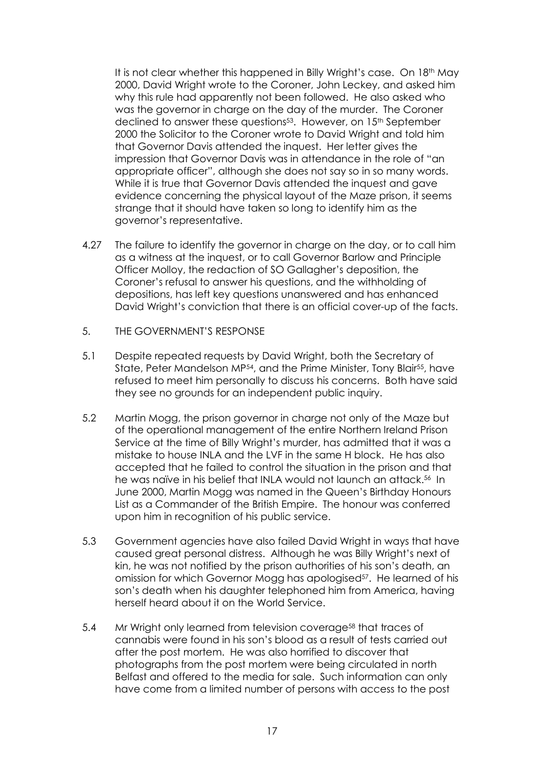It is not clear whether this happened in Billy Wright's case. On 18th May 2000, David Wright wrote to the Coroner, John Leckey, and asked him why this rule had apparently not been followed. He also asked who was the governor in charge on the day of the murder. The Coroner declined to answer these questions[53]. However, on 15th September 2000 the Solicitor to the Coroner wrote to David Wright and told him that Governor Davis attended the inquest. Her letter gives the impression that Governor Davis was in attendance in the role of "an appropriate officer", although she does not say so in so many words. While it is true that Governor Davis attended the inquest and gave evidence concerning the physical layout of the Maze prison, it seems strange that it should have taken so long to identify him as the governor's representative.

4.27 The failure to identify the governor in charge on the day, or to call him as a witness at the inquest, or to call Governor Barlow and Principle Officer Molloy, the redaction of SO Gallagher's deposition, the Coroner's refusal to answer his questions, and the withholding of depositions, has left key questions unanswered and has enhanced David Wright's conviction that there is an official cover-up of the facts.

## 5. THE GOVERNMENT'S RESPONSE

5.1 Despite repeated requests by David Wright, both the Secretary of State, Peter Mandelson MP[54], and the Prime Minister, Tony Blair[55], have refused to meet him personally to discuss his concerns. Both have said they see no grounds for an independent public inquiry.

5.2 Martin Mogg, the prison governor in charge not only of the Maze but of the operational management of the entire Northern Ireland Prison Service at the time of Billy Wright's murder, has admitted that it was a mistake to house INLA and the LVF in the same H block. He has also accepted that he failed to control the situation in the prison and that he was naïve in his belief that INLA would not launch an attack.[56] In June 2000, Martin Mogg was named in the Queen's Birthday Honours List as a Commander of the British Empire. The honour was conferred upon him in recognition of his public service.

5.3 Government agencies have also failed David Wright in ways that have caused great personal distress. Although he was Billy Wright's next of kin, he was not notified by the prison authorities of his son's death, an omission for which Governor Mogg has apologised[57]. He learned of his son's death when his daughter telephoned him from America, having herself heard about it on the World Service.

5.4 Mr Wright only learned from television coverage[58] that traces of cannabis were found in his son's blood as a result of tests carried out after the post mortem. He was also horrified to discover that photographs from the post mortem were being circulated in north Belfast and offered to the media for sale. Such information can only have come from a limited number of persons with access to the post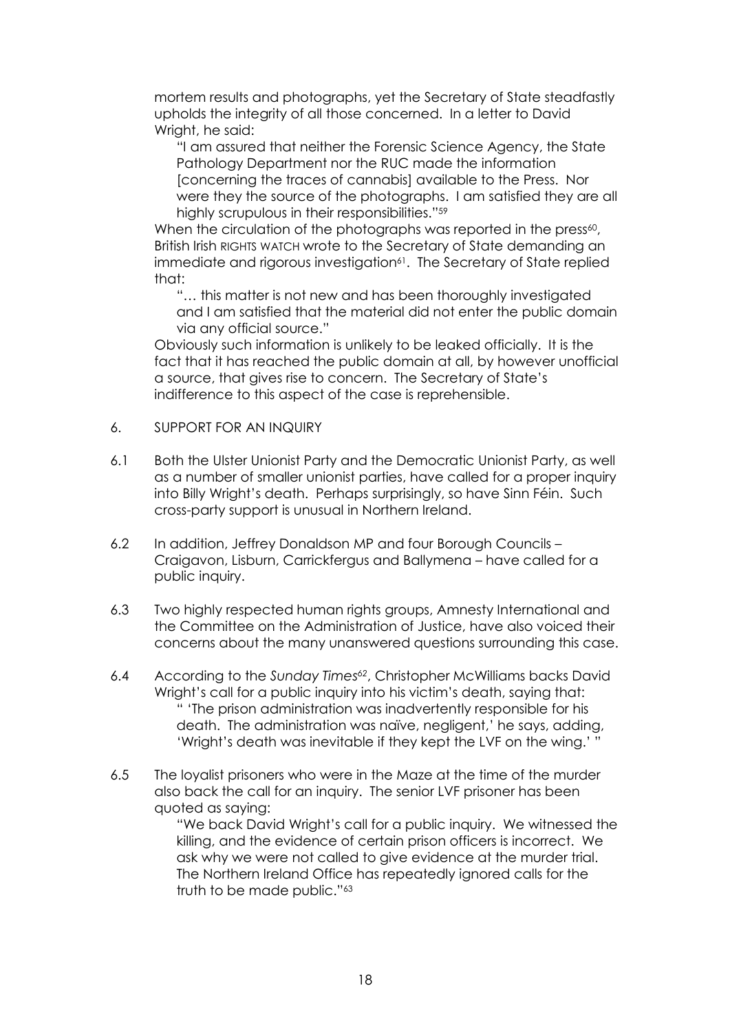mortem results and photographs, yet the Secretary of State steadfastly upholds the integrity of all those concerned. In a letter to David Wright, he said:

> "I am assured that neither the Forensic Science Agency, the State Pathology Department nor the RUC made the information [concerning the traces of cannabis] available to the Press. Nor were they the source of the photographs. I am satisfied they are all highly scrupulous in their responsibilities."[59]

When the circulation of the photographs was reported in the press[60], British Irish RIGHTS WATCH wrote to the Secretary of State demanding an immediate and rigorous investigation[61]. The Secretary of State replied that:

> "… this matter is not new and has been thoroughly investigated and I am satisfied that the material did not enter the public domain via any official source."

Obviously such information is unlikely to be leaked officially. It is the fact that it has reached the public domain at all, by however unofficial a source, that gives rise to concern. The Secretary of State's indifference to this aspect of the case is reprehensible.

## 6. SUPPORT FOR AN INQUIRY

6.1 Both the Ulster Unionist Party and the Democratic Unionist Party, as well as a number of smaller unionist parties, have called for a proper inquiry into Billy Wright's death. Perhaps surprisingly, so have Sinn Féin. Such cross-party support is unusual in Northern Ireland.

6.2 In addition, Jeffrey Donaldson MP and four Borough Councils – Craigavon, Lisburn, Carrickfergus and Ballymena – have called for a public inquiry.

6.3 Two highly respected human rights groups, Amnesty International and the Committee on the Administration of Justice, have also voiced their concerns about the many unanswered questions surrounding this case.

6.4 According to the *Sunday Times*[62], Christopher McWilliams backs David Wright's call for a public inquiry into his victim's death, saying that:

> " 'The prison administration was inadvertently responsible for his death. The administration was naïve, negligent,' he says, adding, 'Wright's death was inevitable if they kept the LVF on the wing.' "

6.5 The loyalist prisoners who were in the Maze at the time of the murder also back the call for an inquiry. The senior LVF prisoner has been quoted as saying:

> "We back David Wright's call for a public inquiry. We witnessed the killing, and the evidence of certain prison officers is incorrect. We ask why we were not called to give evidence at the murder trial. The Northern Ireland Office has repeatedly ignored calls for the truth to be made public."[63]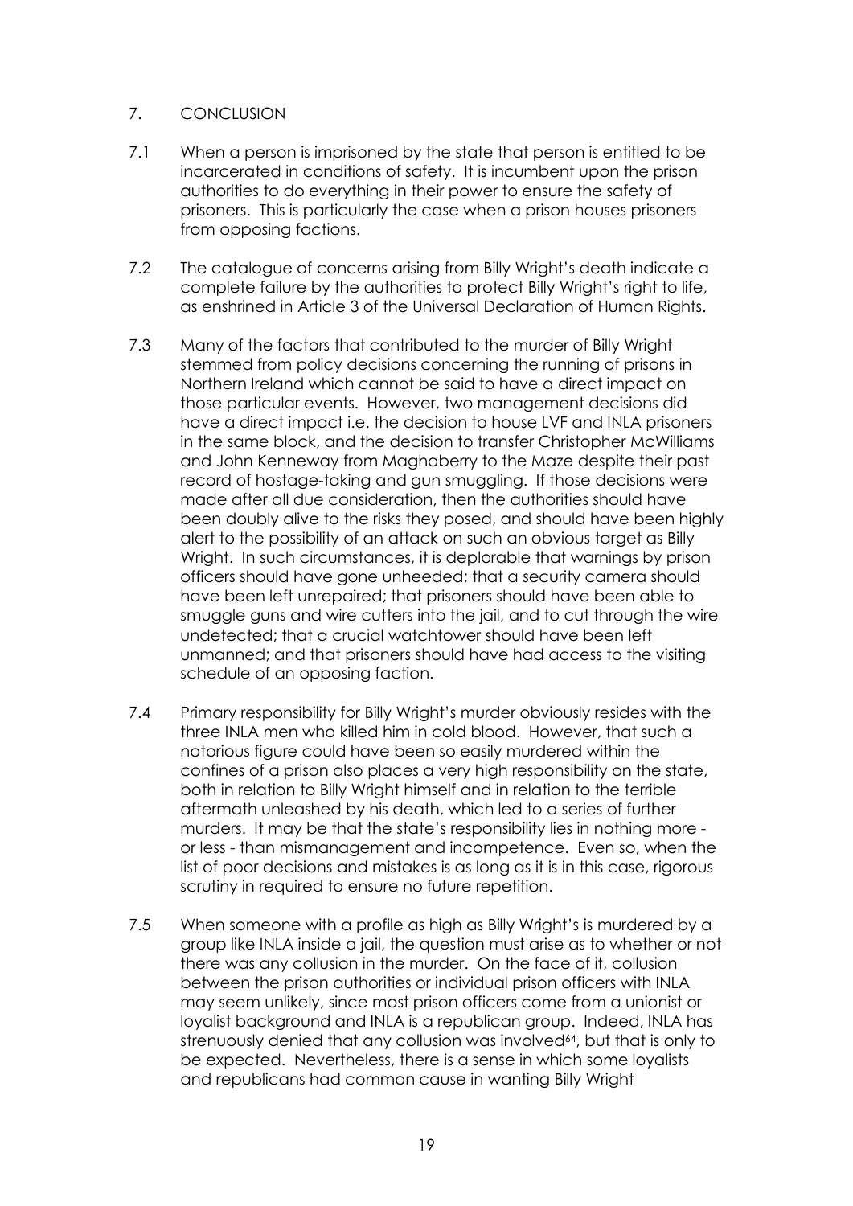## 7. CONCLUSION

7.1 When a person is imprisoned by the state that person is entitled to be incarcerated in conditions of safety. It is incumbent upon the prison authorities to do everything in their power to ensure the safety of prisoners. This is particularly the case when a prison houses prisoners from opposing factions.

7.2 The catalogue of concerns arising from Billy Wright's death indicate a complete failure by the authorities to protect Billy Wright's right to life, as enshrined in Article 3 of the Universal Declaration of Human Rights.

7.3 Many of the factors that contributed to the murder of Billy Wright stemmed from policy decisions concerning the running of prisons in Northern Ireland which cannot be said to have a direct impact on those particular events. However, two management decisions did have a direct impact i.e. the decision to house LVF and INLA prisoners in the same block, and the decision to transfer Christopher McWilliams and John Kenneway from Maghaberry to the Maze despite their past record of hostage-taking and gun smuggling. If those decisions were made after all due consideration, then the authorities should have been doubly alive to the risks they posed, and should have been highly alert to the possibility of an attack on such an obvious target as Billy Wright. In such circumstances, it is deplorable that warnings by prison officers should have gone unheeded; that a security camera should have been left unrepaired; that prisoners should have been able to smuggle guns and wire cutters into the jail, and to cut through the wire undetected; that a crucial watchtower should have been left unmanned; and that prisoners should have had access to the visiting schedule of an opposing faction.

7.4 Primary responsibility for Billy Wright's murder obviously resides with the three INLA men who killed him in cold blood. However, that such a notorious figure could have been so easily murdered within the confines of a prison also places a very high responsibility on the state, both in relation to Billy Wright himself and in relation to the terrible aftermath unleashed by his death, which led to a series of further murders. It may be that the state's responsibility lies in nothing more - or less - than mismanagement and incompetence. Even so, when the list of poor decisions and mistakes is as long as it is in this case, rigorous scrutiny in required to ensure no future repetition.

7.5 When someone with a profile as high as Billy Wright's is murdered by a group like INLA inside a jail, the question must arise as to whether or not there was any collusion in the murder. On the face of it, collusion between the prison authorities or individual prison officers with INLA may seem unlikely, since most prison officers come from a unionist or loyalist background and INLA is a republican group. Indeed, INLA has strenuously denied that any collusion was involved[64], but that is only to be expected. Nevertheless, there is a sense in which some loyalists and republicans had common cause in wanting Billy Wright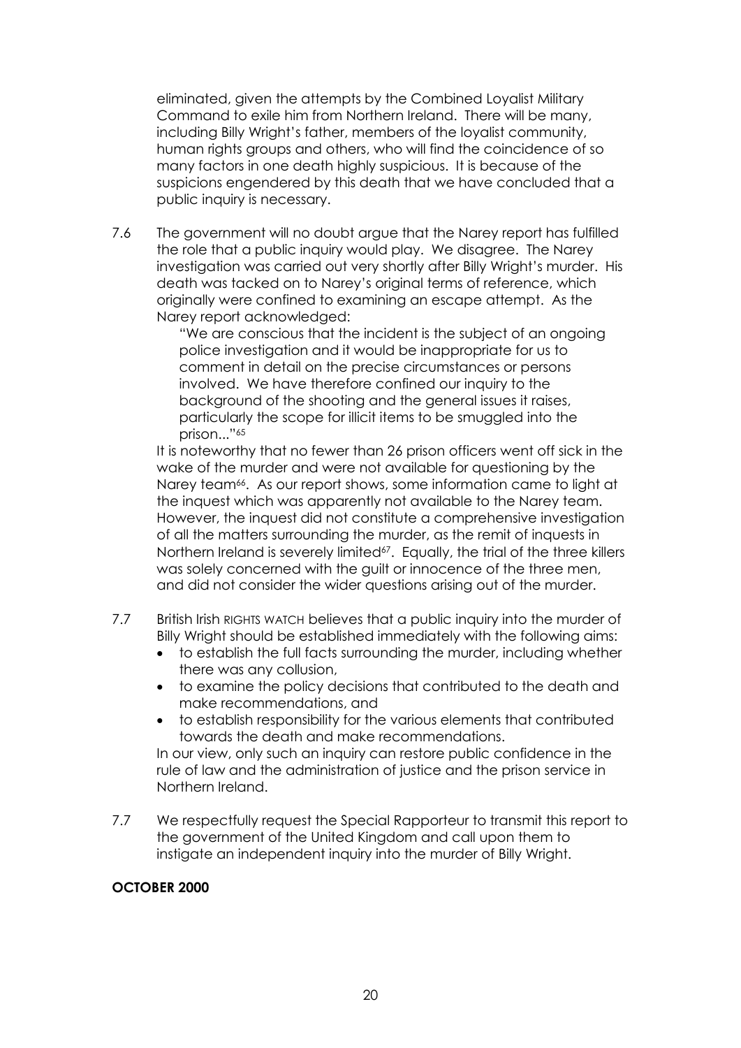eliminated, given the attempts by the Combined Loyalist Military Command to exile him from Northern Ireland. There will be many, including Billy Wright's father, members of the loyalist community, human rights groups and others, who will find the coincidence of so many factors in one death highly suspicious. It is because of the suspicions engendered by this death that we have concluded that a public inquiry is necessary.

7.6 The government will no doubt argue that the Narey report has fulfilled the role that a public inquiry would play. We disagree. The Narey investigation was carried out very shortly after Billy Wright's murder. His death was tacked on to Narey's original terms of reference, which originally were confined to examining an escape attempt. As the Narey report acknowledged:

> "We are conscious that the incident is the subject of an ongoing police investigation and it would be inappropriate for us to comment in detail on the precise circumstances or persons involved. We have therefore confined our inquiry to the background of the shooting and the general issues it raises, particularly the scope for illicit items to be smuggled into the prison..."[65]

It is noteworthy that no fewer than 26 prison officers went off sick in the wake of the murder and were not available for questioning by the Narey team[66]. As our report shows, some information came to light at the inquest which was apparently not available to the Narey team. However, the inquest did not constitute a comprehensive investigation of all the matters surrounding the murder, as the remit of inquests in Northern Ireland is severely limited[67]. Equally, the trial of the three killers was solely concerned with the guilt or innocence of the three men, and did not consider the wider questions arising out of the murder.

7.7 British Irish RIGHTS WATCH believes that a public inquiry into the murder of Billy Wright should be established immediately with the following aims:

- to establish the full facts surrounding the murder, including whether there was any collusion,
- to examine the policy decisions that contributed to the death and make recommendations, and
- to establish responsibility for the various elements that contributed towards the death and make recommendations.

In our view, only such an inquiry can restore public confidence in the rule of law and the administration of justice and the prison service in Northern Ireland.

7.7 We respectfully request the Special Rapporteur to transmit this report to the government of the United Kingdom and call upon them to instigate an independent inquiry into the murder of Billy Wright.

**OCTOBER 2000**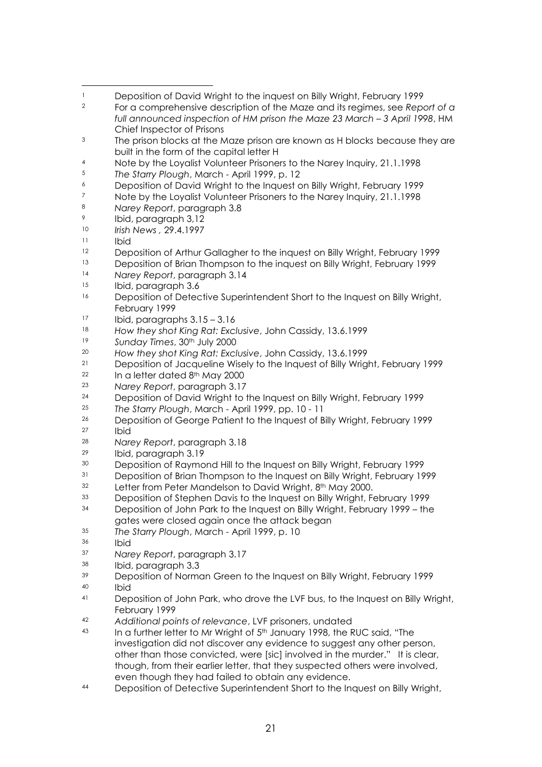1. Deposition of David Wright to the inquest on Billy Wright, February 1999
2. For a comprehensive description of the Maze and its regimes, see *Report of a full announced inspection of HM prison the Maze 23 March – 3 April 1998*, HM Chief Inspector of Prisons
3. The prison blocks at the Maze prison are known as H blocks because they are built in the form of the capital letter H
4. Note by the Loyalist Volunteer Prisoners to the Narey Inquiry, 21.1.1998
5. *The Starry Plough*, March - April 1999, p. 12
6. Deposition of David Wright to the Inquest on Billy Wright, February 1999
7. Note by the Loyalist Volunteer Prisoners to the Narey Inquiry, 21.1.1998
8. *Narey Report*, paragraph 3.8
9. Ibid, paragraph 3,12
10. *Irish News* , 29.4.1997
11. Ibid
12. Deposition of Arthur Gallagher to the inquest on Billy Wright, February 1999
13. Deposition of Brian Thompson to the inquest on Billy Wright, February 1999
14. *Narey Report*, paragraph 3.14
15. Ibid, paragraph 3.6
16. Deposition of Detective Superintendent Short to the Inquest on Billy Wright, February 1999
17. Ibid, paragraphs 3.15 – 3.16
18. *How they shot King Rat: Exclusive*, John Cassidy, 13.6.1999
19. *Sunday Times*, 30th July 2000
20. *How they shot King Rat: Exclusive*, John Cassidy, 13.6.1999
21. Deposition of Jacqueline Wisely to the Inquest of Billy Wright, February 1999
22. In a letter dated 8th May 2000
23. *Narey Report*, paragraph 3.17
24. Deposition of David Wright to the Inquest on Billy Wright, February 1999
25. *The Starry Plough*, March - April 1999, pp. 10 - 11
26. Deposition of George Patient to the Inquest of Billy Wright, February 1999
27. Ibid
28. *Narey Report*, paragraph 3.18
29. Ibid, paragraph 3.19
30. Deposition of Raymond Hill to the Inquest on Billy Wright, February 1999
31. Deposition of Brian Thompson to the Inquest on Billy Wright, February 1999
32. Letter from Peter Mandelson to David Wright, 8th May 2000.
33. Deposition of Stephen Davis to the Inquest on Billy Wright, February 1999
34. Deposition of John Park to the Inquest on Billy Wright, February 1999 – the gates were closed again once the attack began
35. *The Starry Plough*, March - April 1999, p. 10
36. Ibid
37. *Narey Report*, paragraph 3.17
38. Ibid, paragraph 3.3
39. Deposition of Norman Green to the Inquest on Billy Wright, February 1999
40. Ibid
41. Deposition of John Park, who drove the LVF bus, to the Inquest on Billy Wright, February 1999
42. *Additional points of relevance*, LVF prisoners, undated
43. In a further letter to Mr Wright of 5th January 1998, the RUC said, "The investigation did not discover any evidence to suggest any other person, other than those convicted, were [sic] involved in the murder." It is clear, though, from their earlier letter, that they suspected others were involved, even though they had failed to obtain any evidence.
44. Deposition of Detective Superintendent Short to the Inquest on Billy Wright,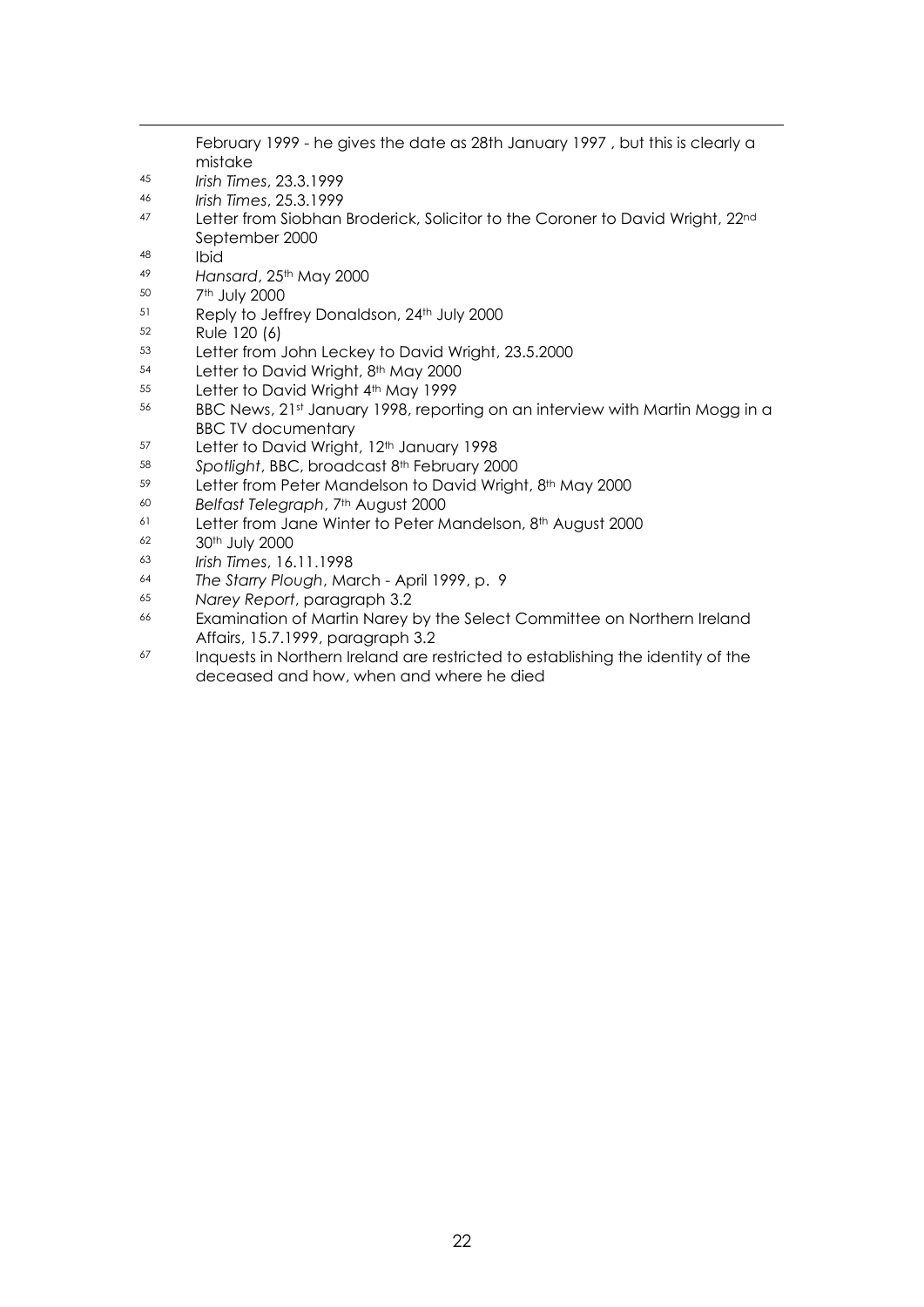February 1999 - he gives the date as 28th January 1997 , but this is clearly a mistake

45 *Irish Times*, 23.3.1999

46 *Irish Times*, 25.3.1999

47 Letter from Siobhan Broderick, Solicitor to the Coroner to David Wright, 22nd September 2000

48 Ibid

49 *Hansard*, 25th May 2000

50 7th July 2000

51 Reply to Jeffrey Donaldson, 24th July 2000

52 Rule 120 (6)

53 Letter from John Leckey to David Wright, 23.5.2000

54 Letter to David Wright, 8th May 2000

55 Letter to David Wright 4th May 1999

56 BBC News, 21st January 1998, reporting on an interview with Martin Mogg in a BBC TV documentary

57 Letter to David Wright, 12th January 1998

58 *Spotlight*, BBC, broadcast 8th February 2000

59 Letter from Peter Mandelson to David Wright, 8th May 2000

60 *Belfast Telegraph*, 7th August 2000

61 Letter from Jane Winter to Peter Mandelson, 8th August 2000

62 30th July 2000

63 *Irish Times*, 16.11.1998

64 *The Starry Plough*, March - April 1999, p. 9

65 *Narey Report*, paragraph 3.2

66 Examination of Martin Narey by the Select Committee on Northern Ireland Affairs, 15.7.1999, paragraph 3.2

67 Inquests in Northern Ireland are restricted to establishing the identity of the deceased and how, when and where he died